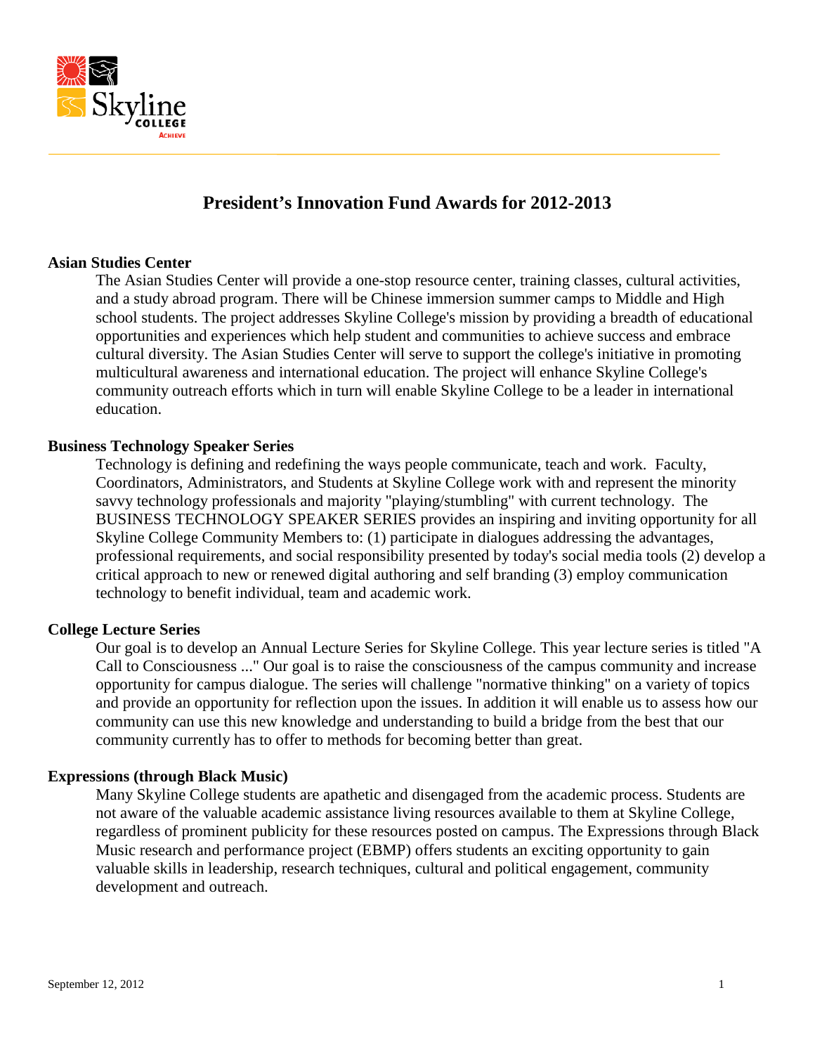# President's Innovation Fund Awards for 2012-2013

### Asian Studies Center

The Asian Studies Center will provide a one-stop resource center, training classes, cultural activities, and a study abroad program. There will be Chinese immersion summer camps to Middle and High school students. The project addresses Skyline College's mission by providing a breadth of educational opportunities and experiences which help student and communities to achieve success and embrace cultural diversity. The Asian Studies Center will serve to support the college's initiative in promoting multicultural awareness and international education. The project will enhance Skyline College's community outreach efforts which in turn will enable Skyline College to be a leader in international education.

### Business Technology Speaker Series

Technology is defining and redefining the ways people communicate, teach and work. Faculty, Coordinators, Administrators, and Students at Skyline College work with and represent the minority savvy technology professionals and majority "playing/stumbling" with current technology. The BUSINESS TECHNOLOGY SPEAKER SERIES provides an inspiring and inviting opportunity for all Skyline College Community Members to: (1) participate in dialogues addressing the advantages, professional requirements, and social responsibility presented by today's social media tools (2) develop a critical approach to new or renewed digital authoring and self branding (3) employ communication technology to benefit individual, team and academic work.

### College Lecture Series

Our goal is to develop an Annual Lecture Series for Skyline College. This year lecture series is titled "A Call to Consciousness ..." Our goal is to raise the consciousness of the campus community and increase opportunity for campus dialogue. The series will challenge "normative thinking" on a variety of topics and provide an opportunity for reflection upon the issues. In addition it will enable us to assess how our community can use this new knowledge and understanding to build a bridge from the best that our community currently has to offer to methods for becoming better than great.

### Expressions (through Black Music)

Many Skyline College students are apathetic and disengaged from the academic process. Students are not aware of the valuable academic assistance living resources available to them at Skyline College, regardless of prominent publicity for these resources posted on campus. The Expressions through Black Music research and performance project (EBMP) offers students an exciting opportunity to gain valuable skills in leadership, research techniques, cultural and political engagement, community development and outreach.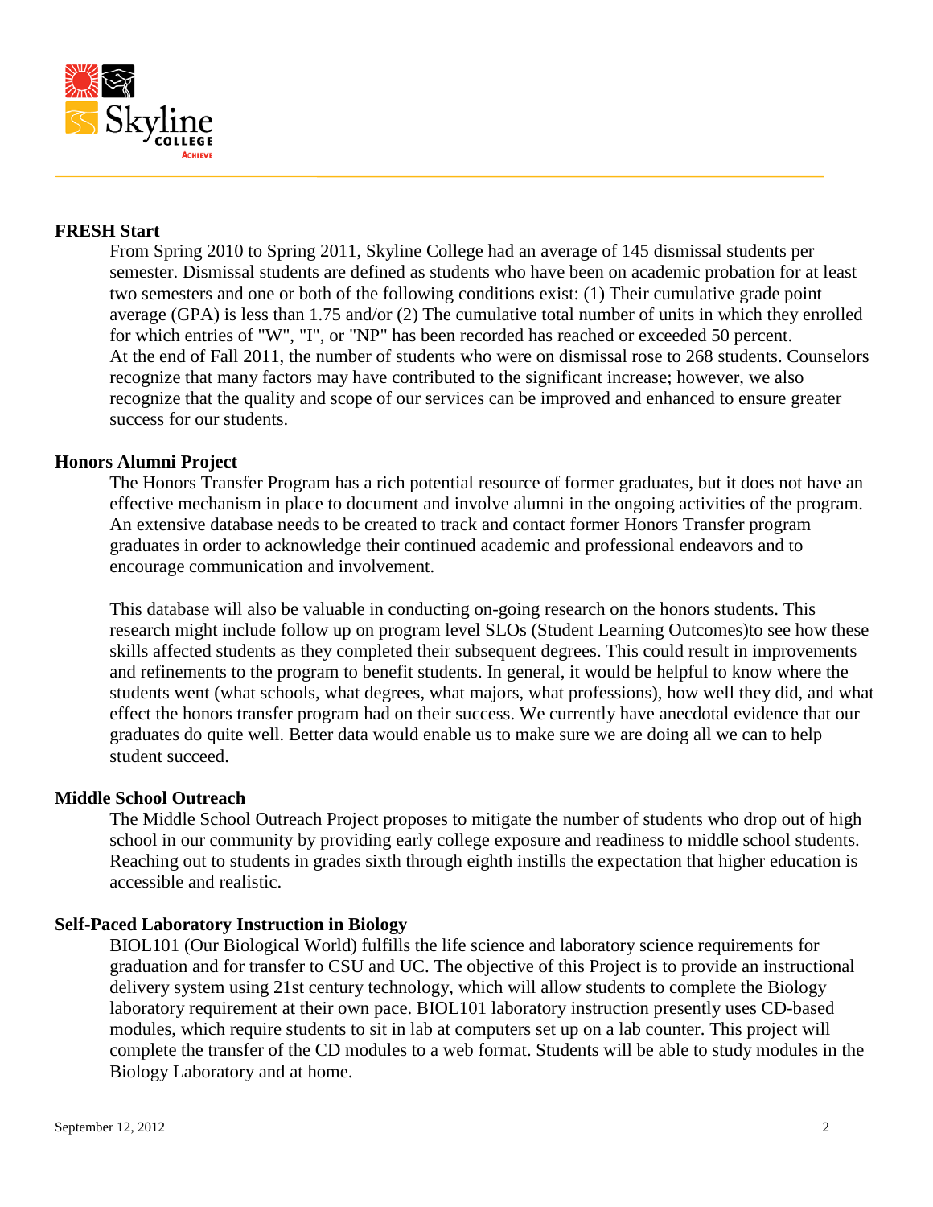### FRESH Start

From Spring 2010 to Spring 2011, Skyline College had an average of 145 dismissal students per semester. Dismissal students are defined as students who have been on academic probation for at least two semesters and one or both of the following conditions exist: (1) Their cumulative grade point average (GPA) is less than 1.75 and/or (2) The cumulative total number of units in which they enrolled for which entries of "W", "I", or "NP" has been recorded has reached or exceeded 50 percent. At the end of Fall 2011, the number of students who were on dismissal rose to 268 students. Counselors recognize that many factors may have contributed to the significant increase; however, we also recognize that the quality and scope of our services can be improved and enhanced to ensure greater success for our students.

### Honors Alumni Project

The Honors Transfer Program has a rich potential resource of former graduates, but it does not have an effective mechanism in place to document and involve alumni in the ongoing activities of the program. An extensive database needs to be created to track and contact former Honors Transfer program graduates in order to acknowledge their continued academic and professional endeavors and to encourage communication and involvement.

This database will also be valuable in conducting on-going research on the honors students. This research might include follow up on program level SLOs (Student Learning Outcomes)to see how these skills affected students as they completed their subsequent degrees. This could result in improvements and refinements to the program to benefit students. In general, it would be helpful to know where the students went (what schools, what degrees, what majors, what professions), how well they did, and what effect the honors transfer program had on their success. We currently have anecdotal evidence that our graduates do quite well. Better data would enable us to make sure we are doing all we can to help student succeed.

### Middle School Outreach

The Middle School Outreach Project proposes to mitigate the number of students who drop out of high school in our community by providing early college exposure and readiness to middle school students. Reaching out to students in grades sixth through eighth instills the expectation that higher education is accessible and realistic.

### Self-Paced Laboratory Instruction in Biology

BIOL101 (Our Biological World) fulfills the life science and laboratory science requirements for graduation and for transfer to CSU and UC. The objective of this Project is to provide an instructional delivery system using 21st century technology, which will allow students to complete the Biology laboratory requirement at their own pace. BIOL101 laboratory instruction presently uses CD-based modules, which require students to sit in lab at computers set up on a lab counter. This project will complete the transfer of the CD modules to a web format. Students will be able to study modules in the Biology Laboratory and at home.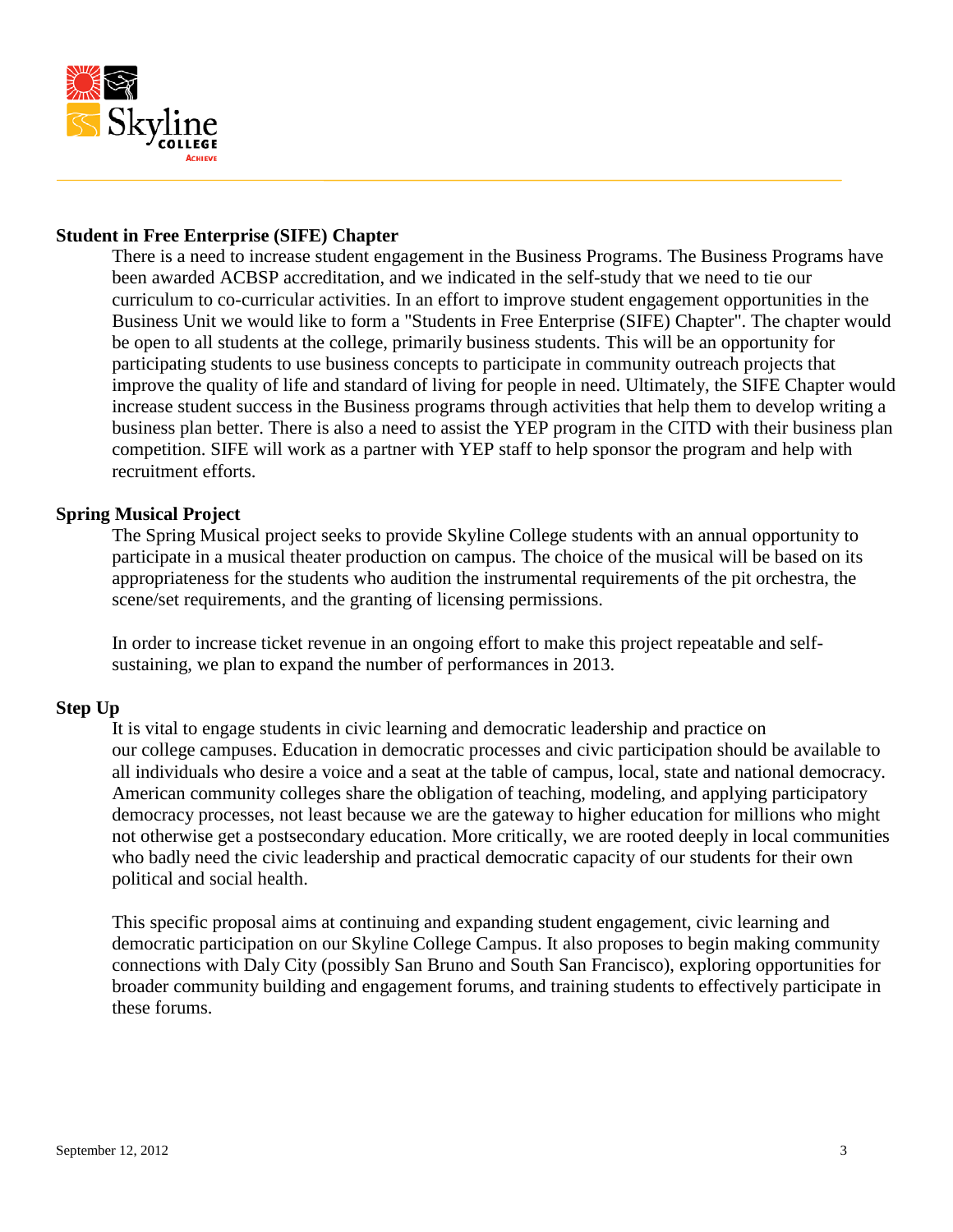**Student in Free Enterprise (SIFE) Chapter**

There is a need to increase student engagement in the Business Programs. The Business Programs have been awarded ACBSP accreditation, and we indicated in the self-study that we need to tie our curriculum to co-curricular activities. In an effort to improve student engagement opportunities in the Business Unit we would like to form a "Students in Free Enterprise (SIFE) Chapter". The chapter would be open to all students at the college, primarily business students. This will be an opportunity for participating students to use business concepts to participate in community outreach projects that improve the quality of life and standard of living for people in need. Ultimately, the SIFE Chapter would increase student success in the Business programs through activities that help them to develop writing a business plan better. There is also a need to assist the YEP program in the CITD with their business plan competition. SIFE will work as a partner with YEP staff to help sponsor the program and help with recruitment efforts.

**Spring Musical Project**

The Spring Musical project seeks to provide Skyline College students with an annual opportunity to participate in a musical theater production on campus. The choice of the musical will be based on its appropriateness for the students who audition the instrumental requirements of the pit orchestra, the scene/set requirements, and the granting of licensing permissions.

In order to increase ticket revenue in an ongoing effort to make this project repeatable and self-sustaining, we plan to expand the number of performances in 2013.

**Step Up**

It is vital to engage students in civic learning and democratic leadership and practice on our college campuses. Education in democratic processes and civic participation should be available to all individuals who desire a voice and a seat at the table of campus, local, state and national democracy. American community colleges share the obligation of teaching, modeling, and applying participatory democracy processes, not least because we are the gateway to higher education for millions who might not otherwise get a postsecondary education. More critically, we are rooted deeply in local communities who badly need the civic leadership and practical democratic capacity of our students for their own political and social health.

This specific proposal aims at continuing and expanding student engagement, civic learning and democratic participation on our Skyline College Campus. It also proposes to begin making community connections with Daly City (possibly San Bruno and South San Francisco), exploring opportunities for broader community building and engagement forums, and training students to effectively participate in these forums.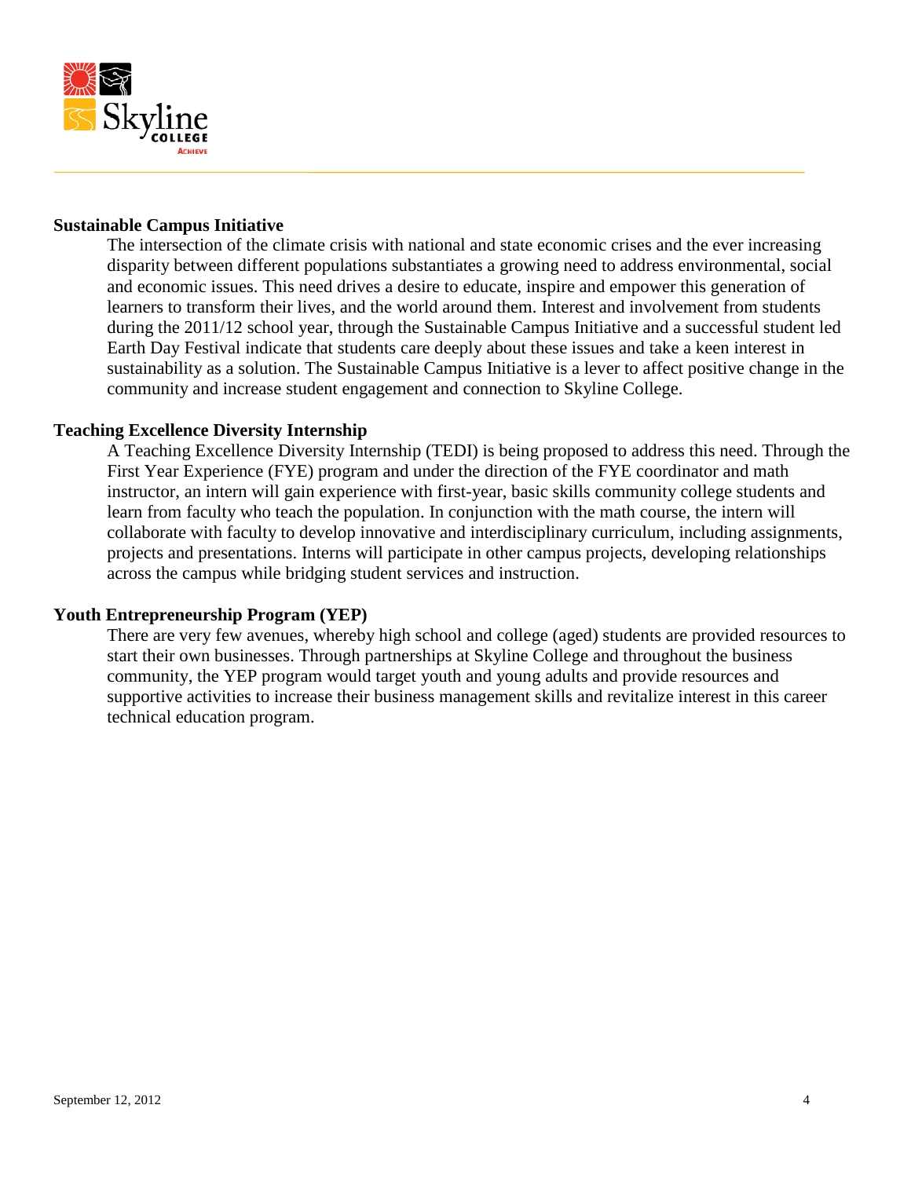**Sustainable Campus Initiative**

The intersection of the climate crisis with national and state economic crises and the ever increasing disparity between different populations substantiates a growing need to address environmental, social and economic issues. This need drives a desire to educate, inspire and empower this generation of learners to transform their lives, and the world around them. Interest and involvement from students during the 2011/12 school year, through the Sustainable Campus Initiative and a successful student led Earth Day Festival indicate that students care deeply about these issues and take a keen interest in sustainability as a solution. The Sustainable Campus Initiative is a lever to affect positive change in the community and increase student engagement and connection to Skyline College.

**Teaching Excellence Diversity Internship**

A Teaching Excellence Diversity Internship (TEDI) is being proposed to address this need. Through the First Year Experience (FYE) program and under the direction of the FYE coordinator and math instructor, an intern will gain experience with first-year, basic skills community college students and learn from faculty who teach the population. In conjunction with the math course, the intern will collaborate with faculty to develop innovative and interdisciplinary curriculum, including assignments, projects and presentations. Interns will participate in other campus projects, developing relationships across the campus while bridging student services and instruction.

**Youth Entrepreneurship Program (YEP)**

There are very few avenues, whereby high school and college (aged) students are provided resources to start their own businesses. Through partnerships at Skyline College and throughout the business community, the YEP program would target youth and young adults and provide resources and supportive activities to increase their business management skills and revitalize interest in this career technical education program.